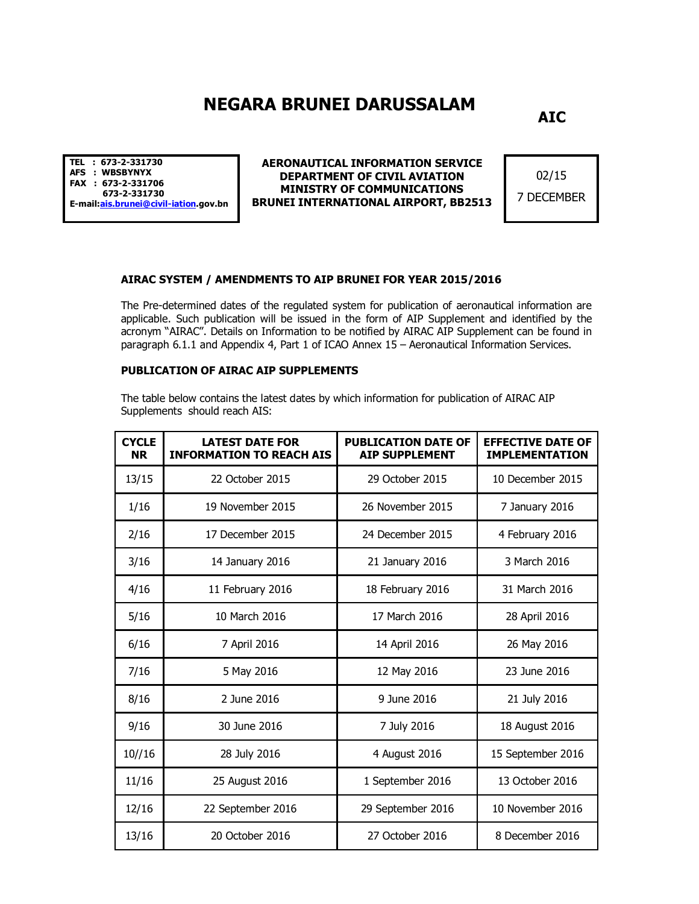# NEGARA BRUNEI DARUSSALAM

**AIC**

**TEL : 673-2-331730**
**AFS : WBSBYNYX**
**FAX : 673-2-331706**
**673-2-331730**
**E-mail:ais.brunei@civil-iation.gov.bn**

**AERONAUTICAL INFORMATION SERVICE**
**DEPARTMENT OF CIVIL AVIATION**
**MINISTRY OF COMMUNICATIONS**
**BRUNEI INTERNATIONAL AIRPORT, BB2513**

02/15
7 DECEMBER

## AIRAC SYSTEM / AMENDMENTS TO AIP BRUNEI FOR YEAR 2015/2016

The Pre-determined dates of the regulated system for publication of aeronautical information are applicable. Such publication will be issued in the form of AIP Supplement and identified by the acronym "AIRAC". Details on Information to be notified by AIRAC AIP Supplement can be found in paragraph 6.1.1 and Appendix 4, Part 1 of ICAO Annex 15 – Aeronautical Information Services.

## PUBLICATION OF AIRAC AIP SUPPLEMENTS

The table below contains the latest dates by which information for publication of AIRAC AIP Supplements should reach AIS:

| CYCLE NR | LATEST DATE FOR INFORMATION TO REACH AIS | PUBLICATION DATE OF AIP SUPPLEMENT | EFFECTIVE DATE OF IMPLEMENTATION |
|---|---|---|---|
| 13/15 | 22 October 2015 | 29 October 2015 | 10 December 2015 |
| 1/16 | 19 November 2015 | 26 November 2015 | 7 January 2016 |
| 2/16 | 17 December 2015 | 24 December 2015 | 4 February 2016 |
| 3/16 | 14 January 2016 | 21 January 2016 | 3 March 2016 |
| 4/16 | 11 February 2016 | 18 February 2016 | 31 March 2016 |
| 5/16 | 10 March 2016 | 17 March 2016 | 28 April 2016 |
| 6/16 | 7 April 2016 | 14 April 2016 | 26 May 2016 |
| 7/16 | 5 May 2016 | 12 May 2016 | 23 June 2016 |
| 8/16 | 2 June 2016 | 9 June 2016 | 21 July 2016 |
| 9/16 | 30 June 2016 | 7 July 2016 | 18 August 2016 |
| 10//16 | 28 July 2016 | 4 August 2016 | 15 September 2016 |
| 11/16 | 25 August 2016 | 1 September 2016 | 13 October 2016 |
| 12/16 | 22 September 2016 | 29 September 2016 | 10 November 2016 |
| 13/16 | 20 October 2016 | 27 October 2016 | 8 December 2016 |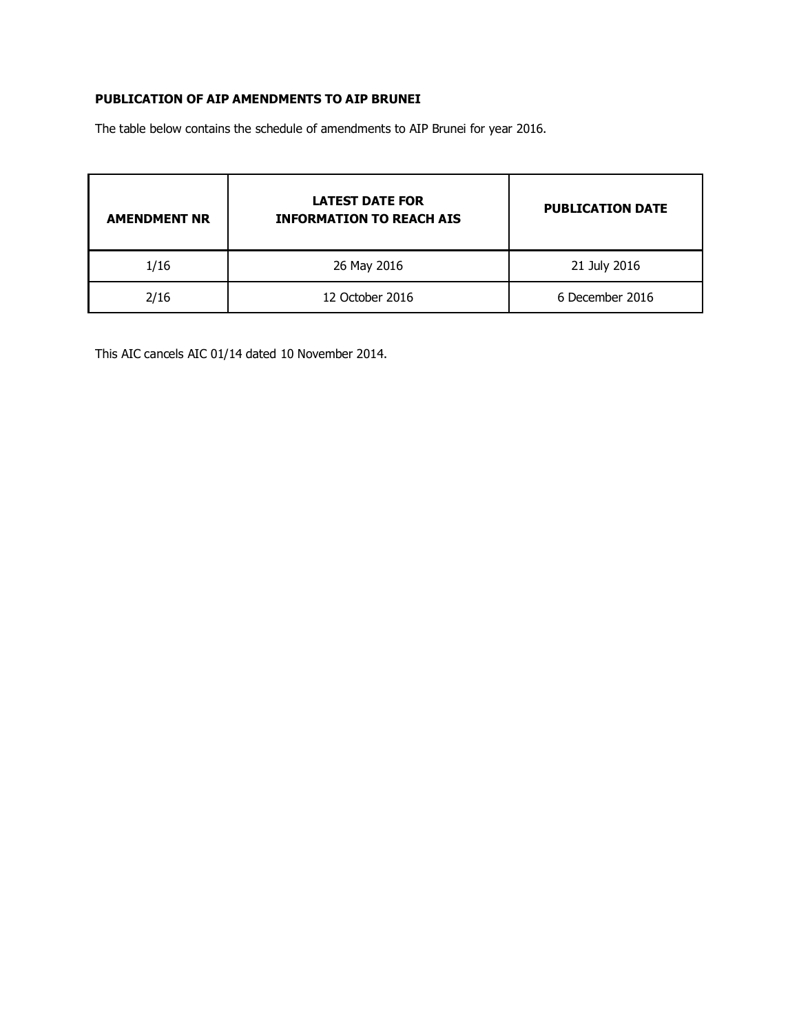**PUBLICATION OF AIP AMENDMENTS TO AIP BRUNEI**

The table below contains the schedule of amendments to AIP Brunei for year 2016.

| AMENDMENT NR | LATEST DATE FOR INFORMATION TO REACH AIS | PUBLICATION DATE |
|---|---|---|
| 1/16 | 26 May 2016 | 21 July 2016 |
| 2/16 | 12 October 2016 | 6 December 2016 |

This AIC cancels AIC 01/14 dated 10 November 2014.